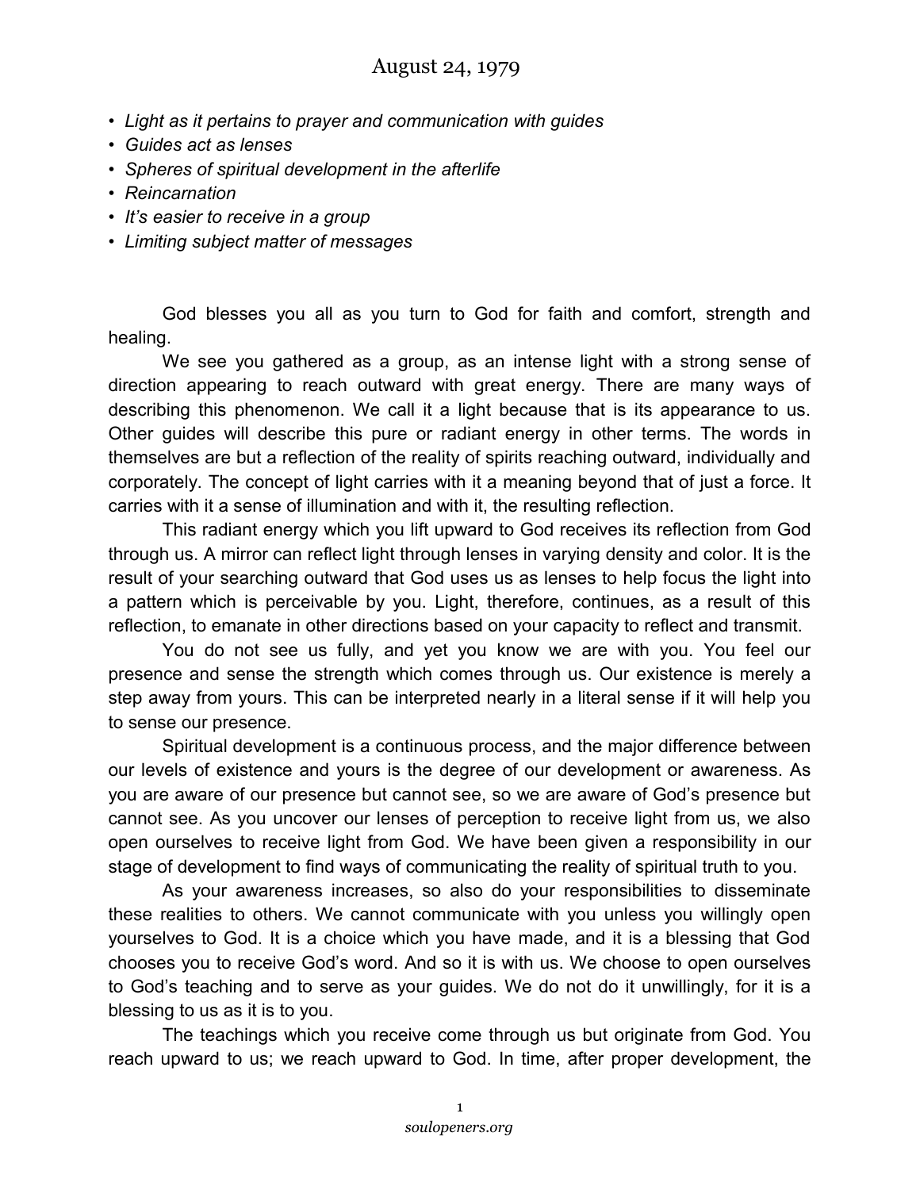# August 24, 1979

- *Light as it pertains to prayer and communication with guides*
- *Guides act as lenses*
- *Spheres of spiritual development in the afterlife*
- *Reincarnation*
- *It's easier to receive in a group*
- *Limiting subject matter of messages*

God blesses you all as you turn to God for faith and comfort, strength and healing.

We see you gathered as a group, as an intense light with a strong sense of direction appearing to reach outward with great energy. There are many ways of describing this phenomenon. We call it a light because that is its appearance to us. Other guides will describe this pure or radiant energy in other terms. The words in themselves are but a reflection of the reality of spirits reaching outward, individually and corporately. The concept of light carries with it a meaning beyond that of just a force. It carries with it a sense of illumination and with it, the resulting reflection.

This radiant energy which you lift upward to God receives its reflection from God through us. A mirror can reflect light through lenses in varying density and color. It is the result of your searching outward that God uses us as lenses to help focus the light into a pattern which is perceivable by you. Light, therefore, continues, as a result of this reflection, to emanate in other directions based on your capacity to reflect and transmit.

You do not see us fully, and yet you know we are with you. You feel our presence and sense the strength which comes through us. Our existence is merely a step away from yours. This can be interpreted nearly in a literal sense if it will help you to sense our presence.

Spiritual development is a continuous process, and the major difference between our levels of existence and yours is the degree of our development or awareness. As you are aware of our presence but cannot see, so we are aware of God's presence but cannot see. As you uncover our lenses of perception to receive light from us, we also open ourselves to receive light from God. We have been given a responsibility in our stage of development to find ways of communicating the reality of spiritual truth to you.

As your awareness increases, so also do your responsibilities to disseminate these realities to others. We cannot communicate with you unless you willingly open yourselves to God. It is a choice which you have made, and it is a blessing that God chooses you to receive God's word. And so it is with us. We choose to open ourselves to God's teaching and to serve as your guides. We do not do it unwillingly, for it is a blessing to us as it is to you.

The teachings which you receive come through us but originate from God. You reach upward to us; we reach upward to God. In time, after proper development, the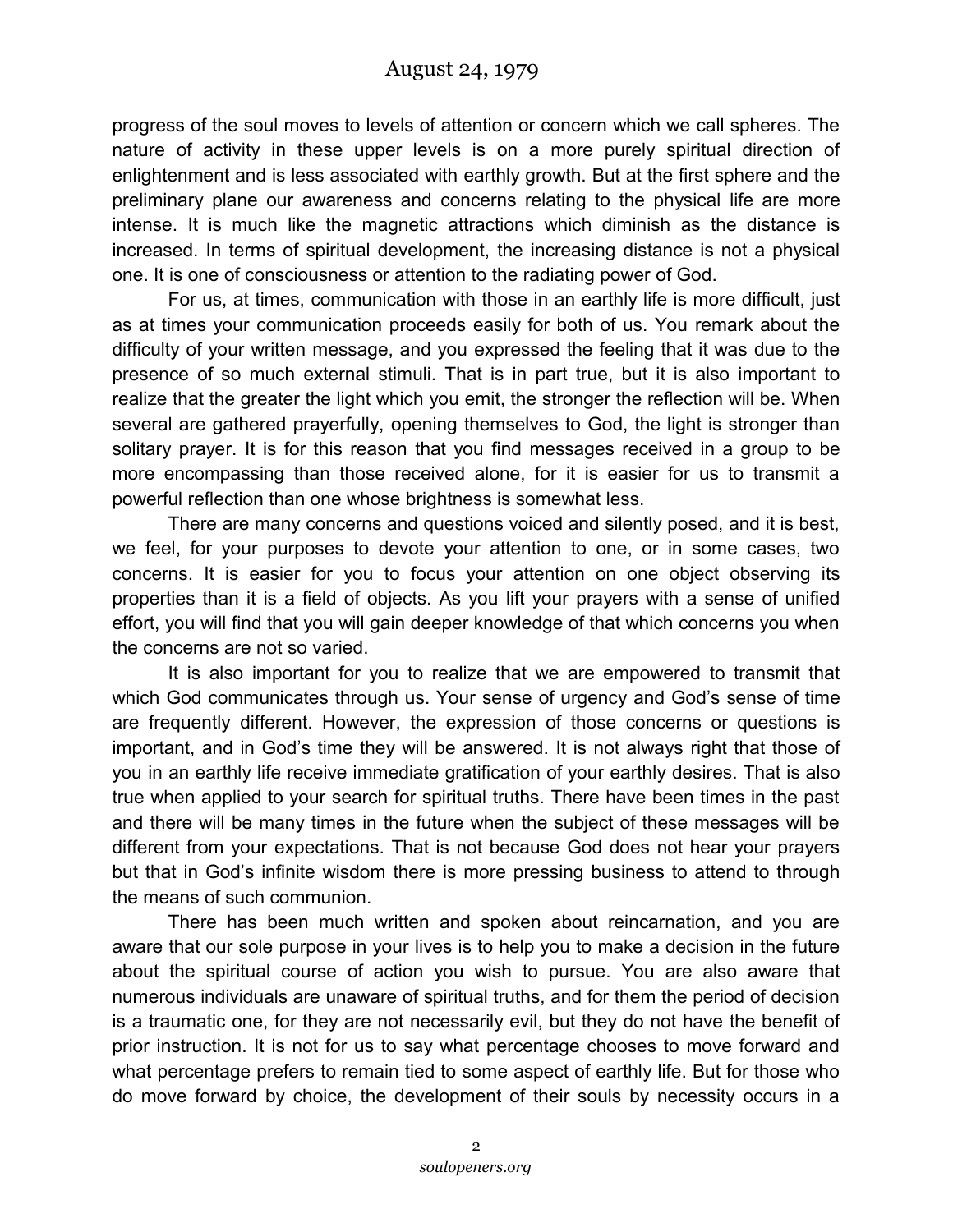progress of the soul moves to levels of attention or concern which we call spheres. The nature of activity in these upper levels is on a more purely spiritual direction of enlightenment and is less associated with earthly growth. But at the first sphere and the preliminary plane our awareness and concerns relating to the physical life are more intense. It is much like the magnetic attractions which diminish as the distance is increased. In terms of spiritual development, the increasing distance is not a physical one. It is one of consciousness or attention to the radiating power of God.

For us, at times, communication with those in an earthly life is more difficult, just as at times your communication proceeds easily for both of us. You remark about the difficulty of your written message, and you expressed the feeling that it was due to the presence of so much external stimuli. That is in part true, but it is also important to realize that the greater the light which you emit, the stronger the reflection will be. When several are gathered prayerfully, opening themselves to God, the light is stronger than solitary prayer. It is for this reason that you find messages received in a group to be more encompassing than those received alone, for it is easier for us to transmit a powerful reflection than one whose brightness is somewhat less.

There are many concerns and questions voiced and silently posed, and it is best, we feel, for your purposes to devote your attention to one, or in some cases, two concerns. It is easier for you to focus your attention on one object observing its properties than it is a field of objects. As you lift your prayers with a sense of unified effort, you will find that you will gain deeper knowledge of that which concerns you when the concerns are not so varied.

It is also important for you to realize that we are empowered to transmit that which God communicates through us. Your sense of urgency and God's sense of time are frequently different. However, the expression of those concerns or questions is important, and in God's time they will be answered. It is not always right that those of you in an earthly life receive immediate gratification of your earthly desires. That is also true when applied to your search for spiritual truths. There have been times in the past and there will be many times in the future when the subject of these messages will be different from your expectations. That is not because God does not hear your prayers but that in God's infinite wisdom there is more pressing business to attend to through the means of such communion.

There has been much written and spoken about reincarnation, and you are aware that our sole purpose in your lives is to help you to make a decision in the future about the spiritual course of action you wish to pursue. You are also aware that numerous individuals are unaware of spiritual truths, and for them the period of decision is a traumatic one, for they are not necessarily evil, but they do not have the benefit of prior instruction. It is not for us to say what percentage chooses to move forward and what percentage prefers to remain tied to some aspect of earthly life. But for those who do move forward by choice, the development of their souls by necessity occurs in a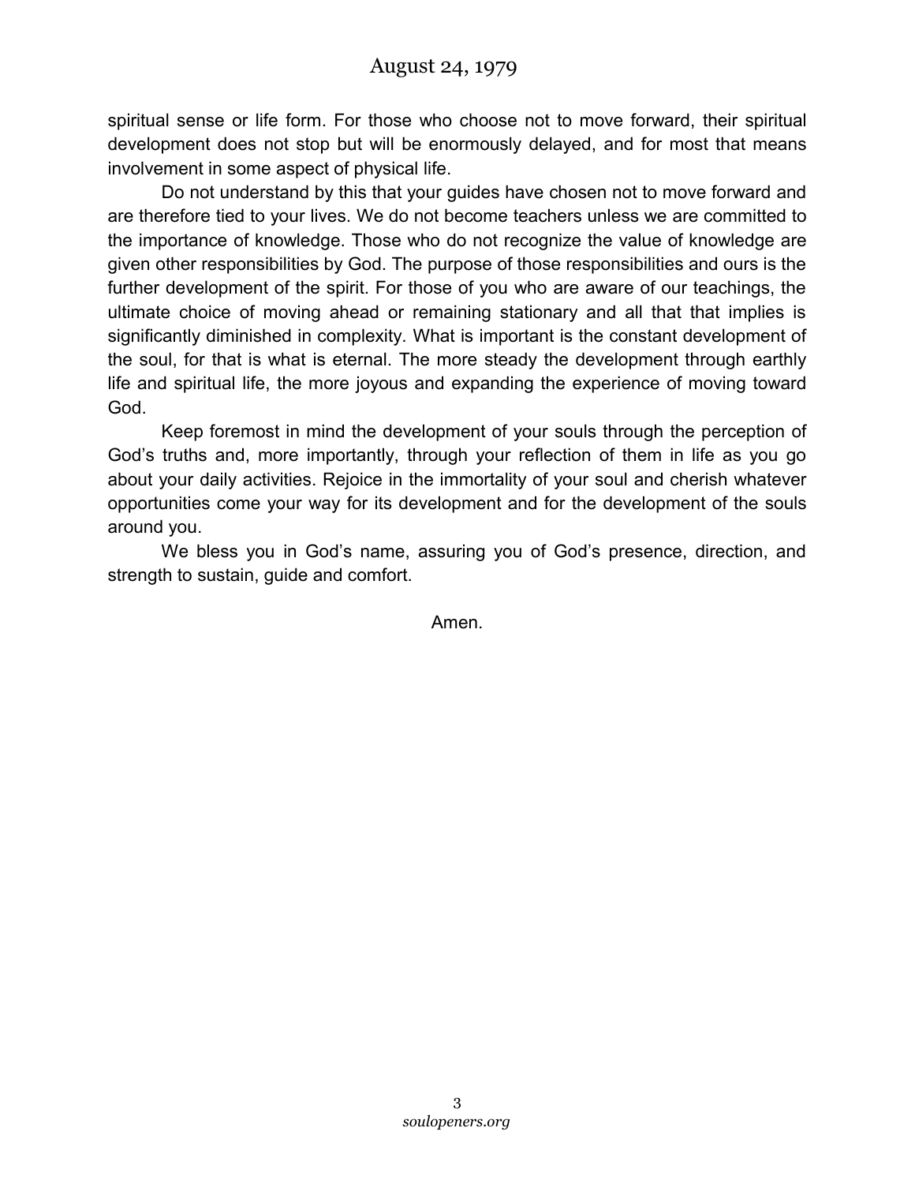spiritual sense or life form. For those who choose not to move forward, their spiritual development does not stop but will be enormously delayed, and for most that means involvement in some aspect of physical life.

Do not understand by this that your guides have chosen not to move forward and are therefore tied to your lives. We do not become teachers unless we are committed to the importance of knowledge. Those who do not recognize the value of knowledge are given other responsibilities by God. The purpose of those responsibilities and ours is the further development of the spirit. For those of you who are aware of our teachings, the ultimate choice of moving ahead or remaining stationary and all that that implies is significantly diminished in complexity. What is important is the constant development of the soul, for that is what is eternal. The more steady the development through earthly life and spiritual life, the more joyous and expanding the experience of moving toward God.

Keep foremost in mind the development of your souls through the perception of God's truths and, more importantly, through your reflection of them in life as you go about your daily activities. Rejoice in the immortality of your soul and cherish whatever opportunities come your way for its development and for the development of the souls around you.

We bless you in God's name, assuring you of God's presence, direction, and strength to sustain, guide and comfort.

Amen.